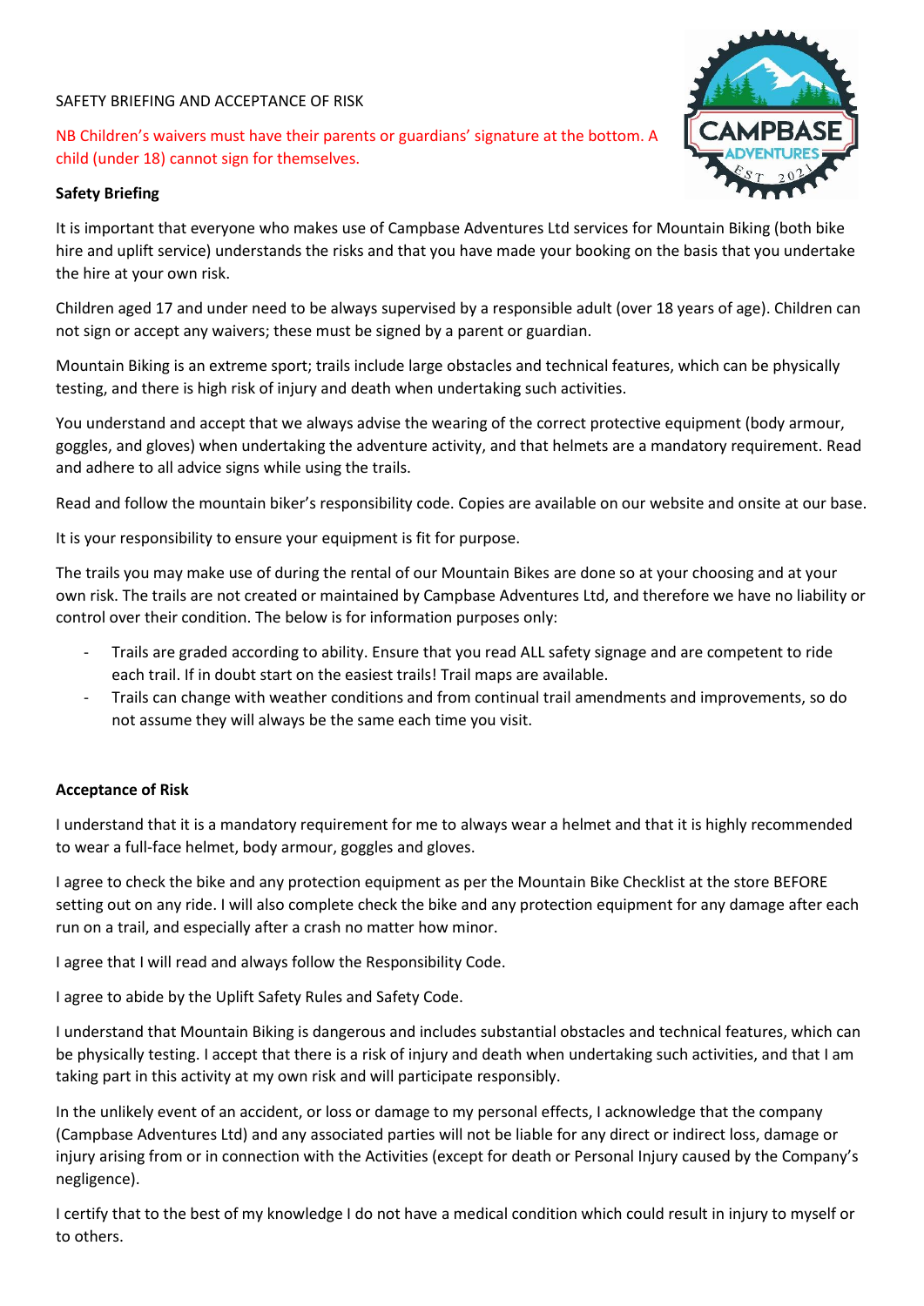SAFETY BRIEFING AND ACCEPTANCE OF RISK

NB Children's waivers must have their parents or guardians' signature at the bottom. A child (under 18) cannot sign for themselves.

**Safety Briefing**

It is important that everyone who makes use of Campbase Adventures Ltd services for Mountain Biking (both bike hire and uplift service) understands the risks and that you have made your booking on the basis that you undertake the hire at your own risk.

Children aged 17 and under need to be always supervised by a responsible adult (over 18 years of age). Children can not sign or accept any waivers; these must be signed by a parent or guardian.

Mountain Biking is an extreme sport; trails include large obstacles and technical features, which can be physically testing, and there is high risk of injury and death when undertaking such activities.

You understand and accept that we always advise the wearing of the correct protective equipment (body armour, goggles, and gloves) when undertaking the adventure activity, and that helmets are a mandatory requirement. Read and adhere to all advice signs while using the trails.

Read and follow the mountain biker's responsibility code. Copies are available on our website and onsite at our base.

It is your responsibility to ensure your equipment is fit for purpose.

The trails you may make use of during the rental of our Mountain Bikes are done so at your choosing and at your own risk. The trails are not created or maintained by Campbase Adventures Ltd, and therefore we have no liability or control over their condition. The below is for information purposes only:

- Trails are graded according to ability. Ensure that you read ALL safety signage and are competent to ride each trail. If in doubt start on the easiest trails! Trail maps are available.
- Trails can change with weather conditions and from continual trail amendments and improvements, so do not assume they will always be the same each time you visit.

**Acceptance of Risk**

I understand that it is a mandatory requirement for me to always wear a helmet and that it is highly recommended to wear a full-face helmet, body armour, goggles and gloves.

I agree to check the bike and any protection equipment as per the Mountain Bike Checklist at the store BEFORE setting out on any ride. I will also complete check the bike and any protection equipment for any damage after each run on a trail, and especially after a crash no matter how minor.

I agree that I will read and always follow the Responsibility Code.

I agree to abide by the Uplift Safety Rules and Safety Code.

I understand that Mountain Biking is dangerous and includes substantial obstacles and technical features, which can be physically testing. I accept that there is a risk of injury and death when undertaking such activities, and that I am taking part in this activity at my own risk and will participate responsibly.

In the unlikely event of an accident, or loss or damage to my personal effects, I acknowledge that the company (Campbase Adventures Ltd) and any associated parties will not be liable for any direct or indirect loss, damage or injury arising from or in connection with the Activities (except for death or Personal Injury caused by the Company's negligence).

I certify that to the best of my knowledge I do not have a medical condition which could result in injury to myself or to others.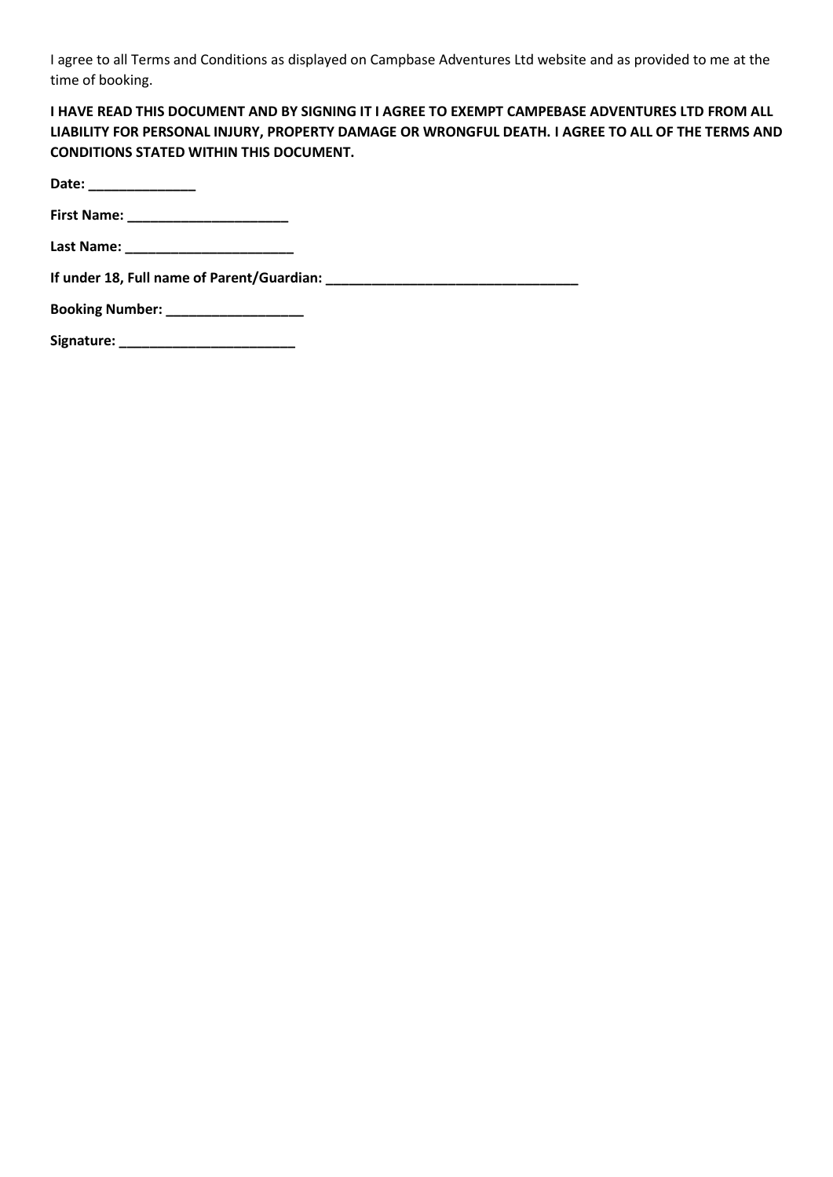I agree to all Terms and Conditions as displayed on Campbase Adventures Ltd website and as provided to me at the time of booking.

**I HAVE READ THIS DOCUMENT AND BY SIGNING IT I AGREE TO EXEMPT CAMPEBASE ADVENTURES LTD FROM ALL LIABILITY FOR PERSONAL INJURY, PROPERTY DAMAGE OR WRONGFUL DEATH. I AGREE TO ALL OF THE TERMS AND CONDITIONS STATED WITHIN THIS DOCUMENT.**

**Date: ______________**

**First Name: _____________________**

**Last Name: ______________________**

**If under 18, Full name of Parent/Guardian: _________________________________**

**Booking Number: __________________**

**Signature: _______________________**